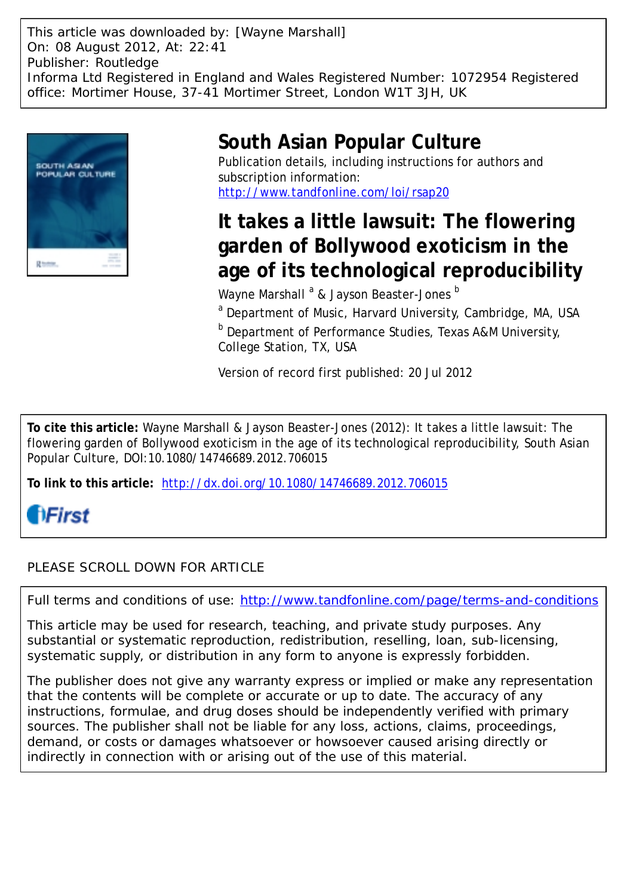This article was downloaded by: [Wayne Marshall]
On: 08 August 2012, At: 22:41
Publisher: Routledge
Informa Ltd Registered in England and Wales Registered Number: 1072954 Registered office: Mortimer House, 37-41 Mortimer Street, London W1T 3JH, UK

# South Asian Popular Culture

Publication details, including instructions for authors and subscription information:
http://www.tandfonline.com/loi/rsap20

# It takes a little lawsuit: The flowering garden of Bollywood exoticism in the age of its technological reproducibility

Wayne Marshall [a] & Jayson Beaster-Jones [b]

[a] Department of Music, Harvard University, Cambridge, MA, USA

[b] Department of Performance Studies, Texas A&M University, College Station, TX, USA

Version of record first published: 20 Jul 2012

**To cite this article:** Wayne Marshall & Jayson Beaster-Jones (2012): It takes a little lawsuit: The flowering garden of Bollywood exoticism in the age of its technological reproducibility, South Asian Popular Culture, DOI:10.1080/14746689.2012.706015

**To link to this article:** http://dx.doi.org/10.1080/14746689.2012.706015

PLEASE SCROLL DOWN FOR ARTICLE

Full terms and conditions of use: http://www.tandfonline.com/page/terms-and-conditions

This article may be used for research, teaching, and private study purposes. Any substantial or systematic reproduction, redistribution, reselling, loan, sub-licensing, systematic supply, or distribution in any form to anyone is expressly forbidden.

The publisher does not give any warranty express or implied or make any representation that the contents will be complete or accurate or up to date. The accuracy of any instructions, formulae, and drug doses should be independently verified with primary sources. The publisher shall not be liable for any loss, actions, claims, proceedings, demand, or costs or damages whatsoever or howsoever caused arising directly or indirectly in connection with or arising out of the use of this material.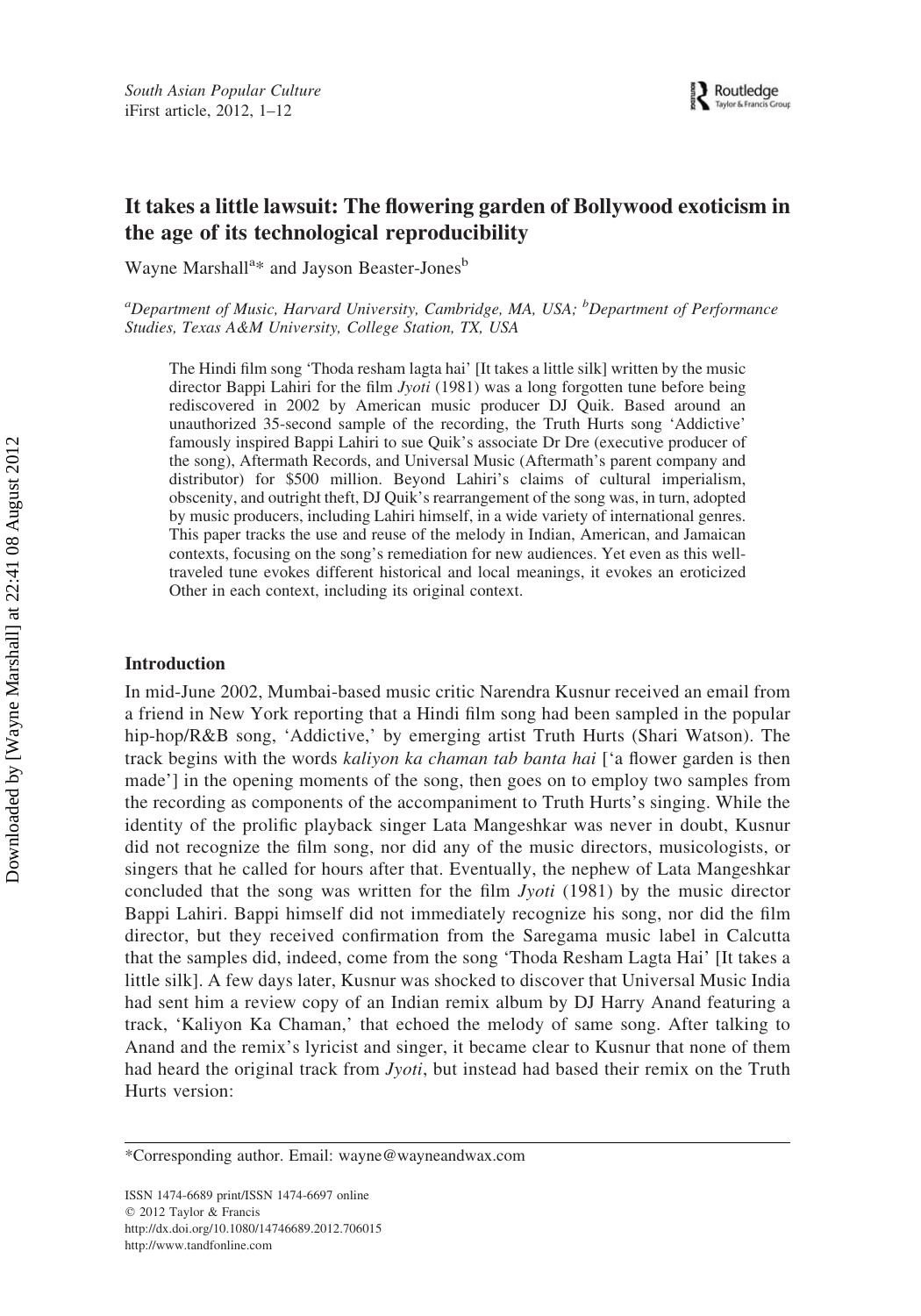South Asian Popular Culture
iFirst article, 2012, 1–12

# It takes a little lawsuit: The flowering garden of Bollywood exoticism in the age of its technological reproducibility

Wayne Marshall[a]* and Jayson Beaster-Jones[b]

[a]Department of Music, Harvard University, Cambridge, MA, USA; [b]Department of Performance Studies, Texas A&M University, College Station, TX, USA

The Hindi film song 'Thoda resham lagta hai' [It takes a little silk] written by the music director Bappi Lahiri for the film *Jyoti* (1981) was a long forgotten tune before being rediscovered in 2002 by American music producer DJ Quik. Based around an unauthorized 35-second sample of the recording, the Truth Hurts song 'Addictive' famously inspired Bappi Lahiri to sue Quik's associate Dr Dre (executive producer of the song), Aftermath Records, and Universal Music (Aftermath's parent company and distributor) for $500 million. Beyond Lahiri's claims of cultural imperialism, obscenity, and outright theft, DJ Quik's rearrangement of the song was, in turn, adopted by music producers, including Lahiri himself, in a wide variety of international genres. This paper tracks the use and reuse of the melody in Indian, American, and Jamaican contexts, focusing on the song's remediation for new audiences. Yet even as this well-traveled tune evokes different historical and local meanings, it evokes an eroticized Other in each context, including its original context.

## Introduction

In mid-June 2002, Mumbai-based music critic Narendra Kusnur received an email from a friend in New York reporting that a Hindi film song had been sampled in the popular hip-hop/R&B song, 'Addictive,' by emerging artist Truth Hurts (Shari Watson). The track begins with the words *kaliyon ka chaman tab banta hai* ['a flower garden is then made'] in the opening moments of the song, then goes on to employ two samples from the recording as components of the accompaniment to Truth Hurts's singing. While the identity of the prolific playback singer Lata Mangeshkar was never in doubt, Kusnur did not recognize the film song, nor did any of the music directors, musicologists, or singers that he called for hours after that. Eventually, the nephew of Lata Mangeshkar concluded that the song was written for the film *Jyoti* (1981) by the music director Bappi Lahiri. Bappi himself did not immediately recognize his song, nor did the film director, but they received confirmation from the Saregama music label in Calcutta that the samples did, indeed, come from the song 'Thoda Resham Lagta Hai' [It takes a little silk]. A few days later, Kusnur was shocked to discover that Universal Music India had sent him a review copy of an Indian remix album by DJ Harry Anand featuring a track, 'Kaliyon Ka Chaman,' that echoed the melody of same song. After talking to Anand and the remix's lyricist and singer, it became clear to Kusnur that none of them had heard the original track from *Jyoti*, but instead had based their remix on the Truth Hurts version:

*Corresponding author. Email: wayne@wayneandwax.com

ISSN 1474-6689 print/ISSN 1474-6697 online
© 2012 Taylor & Francis
http://dx.doi.org/10.1080/14746689.2012.706015
http://www.tandfonline.com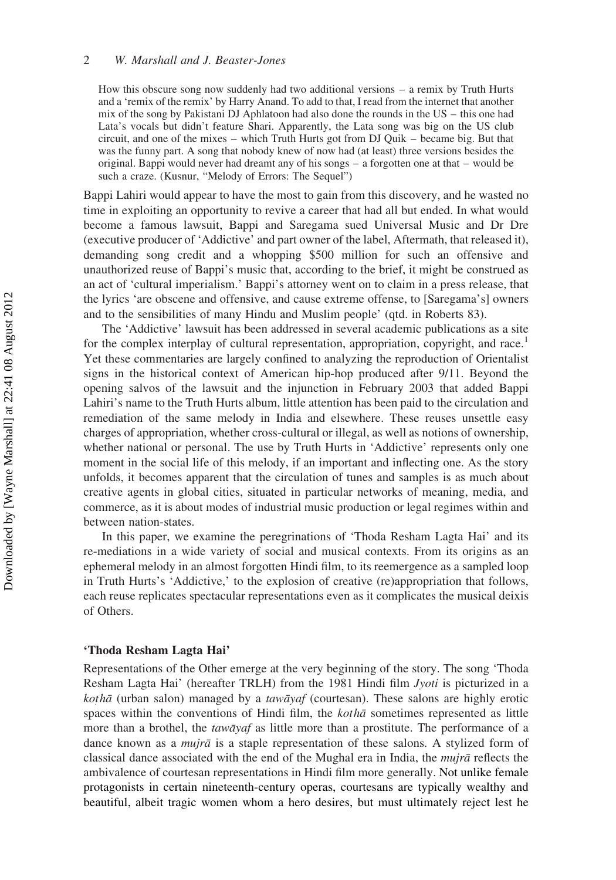> How this obscure song now suddenly had two additional versions – a remix by Truth Hurts and a 'remix of the remix' by Harry Anand. To add to that, I read from the internet that another mix of the song by Pakistani DJ Aphlatoon had also done the rounds in the US – this one had Lata's vocals but didn't feature Shari. Apparently, the Lata song was big on the US club circuit, and one of the mixes – which Truth Hurts got from DJ Quik – became big. But that was the funny part. A song that nobody knew of now had (at least) three versions besides the original. Bappi would never had dreamt any of his songs – a forgotten one at that – would be such a craze. (Kusnur, "Melody of Errors: The Sequel")

Bappi Lahiri would appear to have the most to gain from this discovery, and he wasted no time in exploiting an opportunity to revive a career that had all but ended. In what would become a famous lawsuit, Bappi and Saregama sued Universal Music and Dr Dre (executive producer of 'Addictive' and part owner of the label, Aftermath, that released it), demanding song credit and a whopping $500 million for such an offensive and unauthorized reuse of Bappi's music that, according to the brief, it might be construed as an act of 'cultural imperialism.' Bappi's attorney went on to claim in a press release, that the lyrics 'are obscene and offensive, and cause extreme offense, to [Saregama's] owners and to the sensibilities of many Hindu and Muslim people' (qtd. in Roberts 83).

The 'Addictive' lawsuit has been addressed in several academic publications as a site for the complex interplay of cultural representation, appropriation, copyright, and race.[1] Yet these commentaries are largely confined to analyzing the reproduction of Orientalist signs in the historical context of American hip-hop produced after 9/11. Beyond the opening salvos of the lawsuit and the injunction in February 2003 that added Bappi Lahiri's name to the Truth Hurts album, little attention has been paid to the circulation and remediation of the same melody in India and elsewhere. These reuses unsettle easy charges of appropriation, whether cross-cultural or illegal, as well as notions of ownership, whether national or personal. The use by Truth Hurts in 'Addictive' represents only one moment in the social life of this melody, if an important and inflecting one. As the story unfolds, it becomes apparent that the circulation of tunes and samples is as much about creative agents in global cities, situated in particular networks of meaning, media, and commerce, as it is about modes of industrial music production or legal regimes within and between nation-states.

In this paper, we examine the peregrinations of 'Thoda Resham Lagta Hai' and its re-mediations in a wide variety of social and musical contexts. From its origins as an ephemeral melody in an almost forgotten Hindi film, to its reemergence as a sampled loop in Truth Hurts's 'Addictive,' to the explosion of creative (re)appropriation that follows, each reuse replicates spectacular representations even as it complicates the musical deixis of Others.

## 'Thoda Resham Lagta Hai'

Representations of the Other emerge at the very beginning of the story. The song 'Thoda Resham Lagta Hai' (hereafter TRLH) from the 1981 Hindi film *Jyoti* is picturized in a *koṭhā* (urban salon) managed by a *tawāyaf* (courtesan). These salons are highly erotic spaces within the conventions of Hindi film, the *koṭhā* sometimes represented as little more than a brothel, the *tawāyaf* as little more than a prostitute. The performance of a dance known as a *mujrā* is a staple representation of these salons. A stylized form of classical dance associated with the end of the Mughal era in India, the *mujrā* reflects the ambivalence of courtesan representations in Hindi film more generally. Not unlike female protagonists in certain nineteenth-century operas, courtesans are typically wealthy and beautiful, albeit tragic women whom a hero desires, but must ultimately reject lest he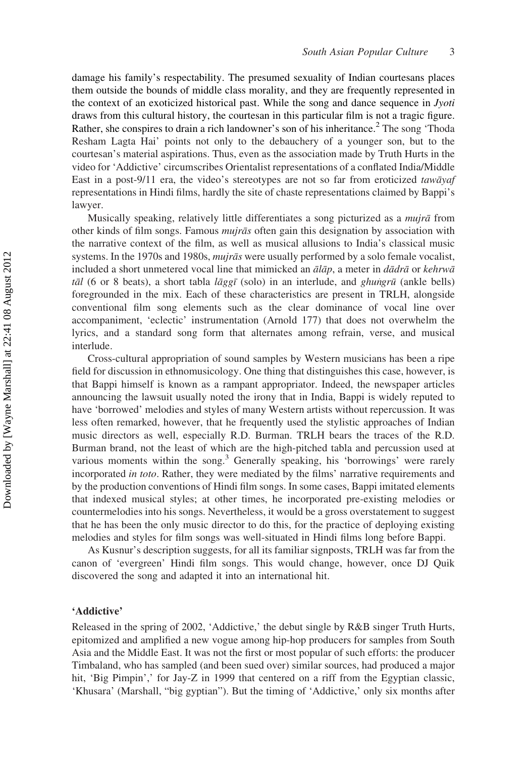damage his family's respectability. The presumed sexuality of Indian courtesans places them outside the bounds of middle class morality, and they are frequently represented in the context of an exoticized historical past. While the song and dance sequence in *Jyoti* draws from this cultural history, the courtesan in this particular film is not a tragic figure. Rather, she conspires to drain a rich landowner's son of his inheritance.[2] The song 'Thoda Resham Lagta Hai' points not only to the debauchery of a younger son, but to the courtesan's material aspirations. Thus, even as the association made by Truth Hurts in the video for 'Addictive' circumscribes Orientalist representations of a conflated India/Middle East in a post-9/11 era, the video's stereotypes are not so far from eroticized *tawāyaf* representations in Hindi films, hardly the site of chaste representations claimed by Bappi's lawyer.

Musically speaking, relatively little differentiates a song picturized as a *mujrā* from other kinds of film songs. Famous *mujrās* often gain this designation by association with the narrative context of the film, as well as musical allusions to India's classical music systems. In the 1970s and 1980s, *mujrās* were usually performed by a solo female vocalist, included a short unmetered vocal line that mimicked an *ālāp*, a meter in *dādrā* or *kehrwā tāl* (6 or 8 beats), a short tabla *lāggī* (solo) in an interlude, and *ghuṅgrū* (ankle bells) foregrounded in the mix. Each of these characteristics are present in TRLH, alongside conventional film song elements such as the clear dominance of vocal line over accompaniment, 'eclectic' instrumentation (Arnold 177) that does not overwhelm the lyrics, and a standard song form that alternates among refrain, verse, and musical interlude.

Cross-cultural appropriation of sound samples by Western musicians has been a ripe field for discussion in ethnomusicology. One thing that distinguishes this case, however, is that Bappi himself is known as a rampant appropriator. Indeed, the newspaper articles announcing the lawsuit usually noted the irony that in India, Bappi is widely reputed to have 'borrowed' melodies and styles of many Western artists without repercussion. It was less often remarked, however, that he frequently used the stylistic approaches of Indian music directors as well, especially R.D. Burman. TRLH bears the traces of the R.D. Burman brand, not the least of which are the high-pitched tabla and percussion used at various moments within the song.[3] Generally speaking, his 'borrowings' were rarely incorporated *in toto*. Rather, they were mediated by the films' narrative requirements and by the production conventions of Hindi film songs. In some cases, Bappi imitated elements that indexed musical styles; at other times, he incorporated pre-existing melodies or countermelodies into his songs. Nevertheless, it would be a gross overstatement to suggest that he has been the only music director to do this, for the practice of deploying existing melodies and styles for film songs was well-situated in Hindi films long before Bappi.

As Kusnur's description suggests, for all its familiar signposts, TRLH was far from the canon of 'evergreen' Hindi film songs. This would change, however, once DJ Quik discovered the song and adapted it into an international hit.

## 'Addictive'

Released in the spring of 2002, 'Addictive,' the debut single by R&B singer Truth Hurts, epitomized and amplified a new vogue among hip-hop producers for samples from South Asia and the Middle East. It was not the first or most popular of such efforts: the producer Timbaland, who has sampled (and been sued over) similar sources, had produced a major hit, 'Big Pimpin',' for Jay-Z in 1999 that centered on a riff from the Egyptian classic, 'Khusara' (Marshall, "big gyptian"). But the timing of 'Addictive,' only six months after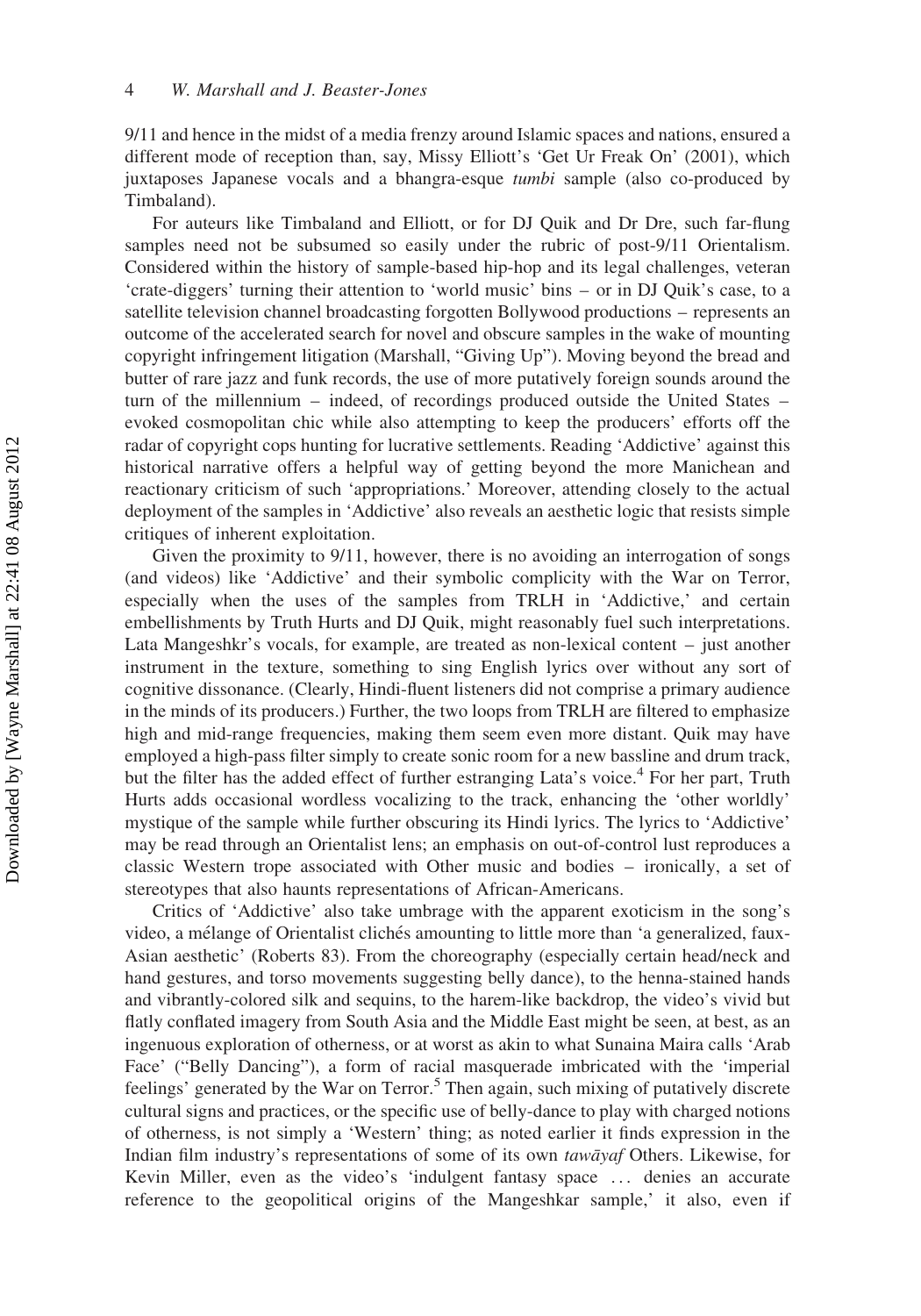9/11 and hence in the midst of a media frenzy around Islamic spaces and nations, ensured a different mode of reception than, say, Missy Elliott's 'Get Ur Freak On' (2001), which juxtaposes Japanese vocals and a bhangra-esque *tumbi* sample (also co-produced by Timbaland).

For auteurs like Timbaland and Elliott, or for DJ Quik and Dr Dre, such far-flung samples need not be subsumed so easily under the rubric of post-9/11 Orientalism. Considered within the history of sample-based hip-hop and its legal challenges, veteran 'crate-diggers' turning their attention to 'world music' bins – or in DJ Quik's case, to a satellite television channel broadcasting forgotten Bollywood productions – represents an outcome of the accelerated search for novel and obscure samples in the wake of mounting copyright infringement litigation (Marshall, "Giving Up"). Moving beyond the bread and butter of rare jazz and funk records, the use of more putatively foreign sounds around the turn of the millennium – indeed, of recordings produced outside the United States – evoked cosmopolitan chic while also attempting to keep the producers' efforts off the radar of copyright cops hunting for lucrative settlements. Reading 'Addictive' against this historical narrative offers a helpful way of getting beyond the more Manichean and reactionary criticism of such 'appropriations.' Moreover, attending closely to the actual deployment of the samples in 'Addictive' also reveals an aesthetic logic that resists simple critiques of inherent exploitation.

Given the proximity to 9/11, however, there is no avoiding an interrogation of songs (and videos) like 'Addictive' and their symbolic complicity with the War on Terror, especially when the uses of the samples from TRLH in 'Addictive,' and certain embellishments by Truth Hurts and DJ Quik, might reasonably fuel such interpretations. Lata Mangeshkr's vocals, for example, are treated as non-lexical content – just another instrument in the texture, something to sing English lyrics over without any sort of cognitive dissonance. (Clearly, Hindi-fluent listeners did not comprise a primary audience in the minds of its producers.) Further, the two loops from TRLH are filtered to emphasize high and mid-range frequencies, making them seem even more distant. Quik may have employed a high-pass filter simply to create sonic room for a new bassline and drum track, but the filter has the added effect of further estranging Lata's voice.[4] For her part, Truth Hurts adds occasional wordless vocalizing to the track, enhancing the 'other worldly' mystique of the sample while further obscuring its Hindi lyrics. The lyrics to 'Addictive' may be read through an Orientalist lens; an emphasis on out-of-control lust reproduces a classic Western trope associated with Other music and bodies – ironically, a set of stereotypes that also haunts representations of African-Americans.

Critics of 'Addictive' also take umbrage with the apparent exoticism in the song's video, a mélange of Orientalist clichés amounting to little more than 'a generalized, faux-Asian aesthetic' (Roberts 83). From the choreography (especially certain head/neck and hand gestures, and torso movements suggesting belly dance), to the henna-stained hands and vibrantly-colored silk and sequins, to the harem-like backdrop, the video's vivid but flatly conflated imagery from South Asia and the Middle East might be seen, at best, as an ingenuous exploration of otherness, or at worst as akin to what Sunaina Maira calls 'Arab Face' ("Belly Dancing"), a form of racial masquerade imbricated with the 'imperial feelings' generated by the War on Terror.[5] Then again, such mixing of putatively discrete cultural signs and practices, or the specific use of belly-dance to play with charged notions of otherness, is not simply a 'Western' thing; as noted earlier it finds expression in the Indian film industry's representations of some of its own *tawāyaf* Others. Likewise, for Kevin Miller, even as the video's 'indulgent fantasy space ... denies an accurate reference to the geopolitical origins of the Mangeshkar sample,' it also, even if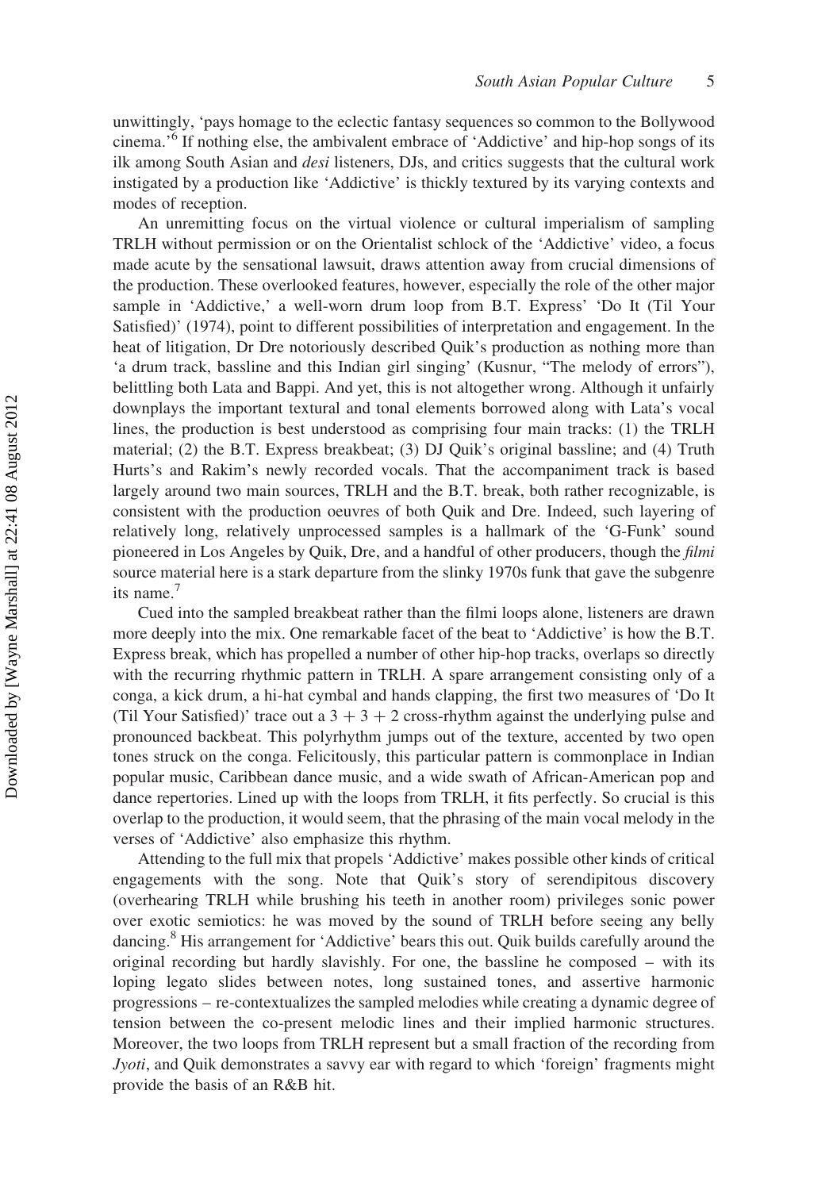unwittingly, 'pays homage to the eclectic fantasy sequences so common to the Bollywood cinema.'[6] If nothing else, the ambivalent embrace of 'Addictive' and hip-hop songs of its ilk among South Asian and *desi* listeners, DJs, and critics suggests that the cultural work instigated by a production like 'Addictive' is thickly textured by its varying contexts and modes of reception.

An unremitting focus on the virtual violence or cultural imperialism of sampling TRLH without permission or on the Orientalist schlock of the 'Addictive' video, a focus made acute by the sensational lawsuit, draws attention away from crucial dimensions of the production. These overlooked features, however, especially the role of the other major sample in 'Addictive,' a well-worn drum loop from B.T. Express' 'Do It (Til Your Satisfied)' (1974), point to different possibilities of interpretation and engagement. In the heat of litigation, Dr Dre notoriously described Quik's production as nothing more than 'a drum track, bassline and this Indian girl singing' (Kusnur, "The melody of errors"), belittling both Lata and Bappi. And yet, this is not altogether wrong. Although it unfairly downplays the important textural and tonal elements borrowed along with Lata's vocal lines, the production is best understood as comprising four main tracks: (1) the TRLH material; (2) the B.T. Express breakbeat; (3) DJ Quik's original bassline; and (4) Truth Hurts's and Rakim's newly recorded vocals. That the accompaniment track is based largely around two main sources, TRLH and the B.T. break, both rather recognizable, is consistent with the production oeuvres of both Quik and Dre. Indeed, such layering of relatively long, relatively unprocessed samples is a hallmark of the 'G-Funk' sound pioneered in Los Angeles by Quik, Dre, and a handful of other producers, though the *filmi* source material here is a stark departure from the slinky 1970s funk that gave the subgenre its name.[7]

Cued into the sampled breakbeat rather than the filmi loops alone, listeners are drawn more deeply into the mix. One remarkable facet of the beat to 'Addictive' is how the B.T. Express break, which has propelled a number of other hip-hop tracks, overlaps so directly with the recurring rhythmic pattern in TRLH. A spare arrangement consisting only of a conga, a kick drum, a hi-hat cymbal and hands clapping, the first two measures of 'Do It (Til Your Satisfied)' trace out a 3 + 3 + 2 cross-rhythm against the underlying pulse and pronounced backbeat. This polyrhythm jumps out of the texture, accented by two open tones struck on the conga. Felicitously, this particular pattern is commonplace in Indian popular music, Caribbean dance music, and a wide swath of African-American pop and dance repertories. Lined up with the loops from TRLH, it fits perfectly. So crucial is this overlap to the production, it would seem, that the phrasing of the main vocal melody in the verses of 'Addictive' also emphasize this rhythm.

Attending to the full mix that propels 'Addictive' makes possible other kinds of critical engagements with the song. Note that Quik's story of serendipitous discovery (overhearing TRLH while brushing his teeth in another room) privileges sonic power over exotic semiotics: he was moved by the sound of TRLH before seeing any belly dancing.[8] His arrangement for 'Addictive' bears this out. Quik builds carefully around the original recording but hardly slavishly. For one, the bassline he composed – with its loping legato slides between notes, long sustained tones, and assertive harmonic progressions – re-contextualizes the sampled melodies while creating a dynamic degree of tension between the co-present melodic lines and their implied harmonic structures. Moreover, the two loops from TRLH represent but a small fraction of the recording from *Jyoti*, and Quik demonstrates a savvy ear with regard to which 'foreign' fragments might provide the basis of an R&B hit.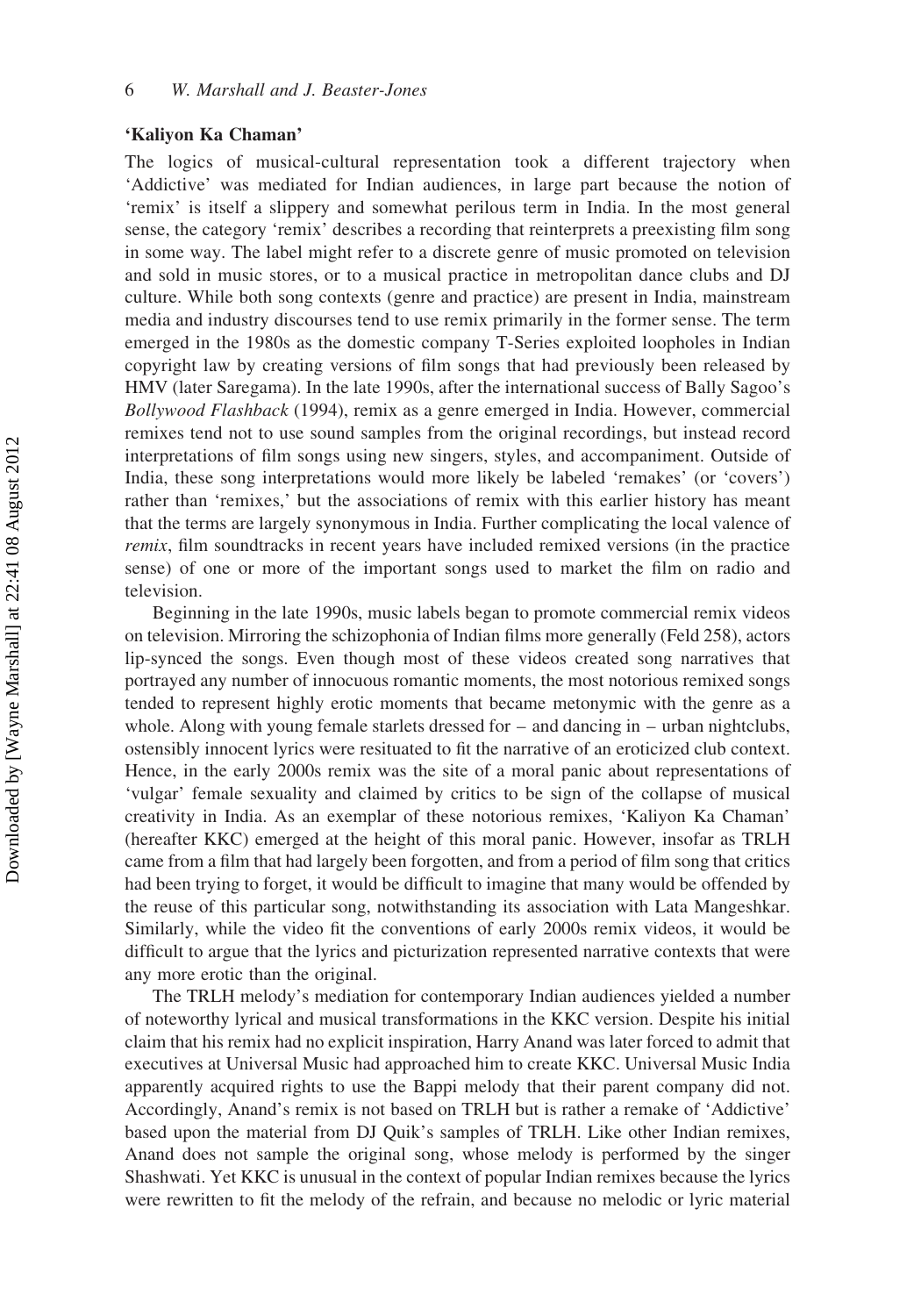### 'Kaliyon Ka Chaman'

The logics of musical-cultural representation took a different trajectory when 'Addictive' was mediated for Indian audiences, in large part because the notion of 'remix' is itself a slippery and somewhat perilous term in India. In the most general sense, the category 'remix' describes a recording that reinterprets a preexisting film song in some way. The label might refer to a discrete genre of music promoted on television and sold in music stores, or to a musical practice in metropolitan dance clubs and DJ culture. While both song contexts (genre and practice) are present in India, mainstream media and industry discourses tend to use remix primarily in the former sense. The term emerged in the 1980s as the domestic company T-Series exploited loopholes in Indian copyright law by creating versions of film songs that had previously been released by HMV (later Saregama). In the late 1990s, after the international success of Bally Sagoo's *Bollywood Flashback* (1994), remix as a genre emerged in India. However, commercial remixes tend not to use sound samples from the original recordings, but instead record interpretations of film songs using new singers, styles, and accompaniment. Outside of India, these song interpretations would more likely be labeled 'remakes' (or 'covers') rather than 'remixes,' but the associations of remix with this earlier history has meant that the terms are largely synonymous in India. Further complicating the local valence of *remix*, film soundtracks in recent years have included remixed versions (in the practice sense) of one or more of the important songs used to market the film on radio and television.

Beginning in the late 1990s, music labels began to promote commercial remix videos on television. Mirroring the schizophonia of Indian films more generally (Feld 258), actors lip-synced the songs. Even though most of these videos created song narratives that portrayed any number of innocuous romantic moments, the most notorious remixed songs tended to represent highly erotic moments that became metonymic with the genre as a whole. Along with young female starlets dressed for – and dancing in – urban nightclubs, ostensibly innocent lyrics were resituated to fit the narrative of an eroticized club context. Hence, in the early 2000s remix was the site of a moral panic about representations of 'vulgar' female sexuality and claimed by critics to be sign of the collapse of musical creativity in India. As an exemplar of these notorious remixes, 'Kaliyon Ka Chaman' (hereafter KKC) emerged at the height of this moral panic. However, insofar as TRLH came from a film that had largely been forgotten, and from a period of film song that critics had been trying to forget, it would be difficult to imagine that many would be offended by the reuse of this particular song, notwithstanding its association with Lata Mangeshkar. Similarly, while the video fit the conventions of early 2000s remix videos, it would be difficult to argue that the lyrics and picturization represented narrative contexts that were any more erotic than the original.

The TRLH melody's mediation for contemporary Indian audiences yielded a number of noteworthy lyrical and musical transformations in the KKC version. Despite his initial claim that his remix had no explicit inspiration, Harry Anand was later forced to admit that executives at Universal Music had approached him to create KKC. Universal Music India apparently acquired rights to use the Bappi melody that their parent company did not. Accordingly, Anand's remix is not based on TRLH but is rather a remake of 'Addictive' based upon the material from DJ Quik's samples of TRLH. Like other Indian remixes, Anand does not sample the original song, whose melody is performed by the singer Shashwati. Yet KKC is unusual in the context of popular Indian remixes because the lyrics were rewritten to fit the melody of the refrain, and because no melodic or lyric material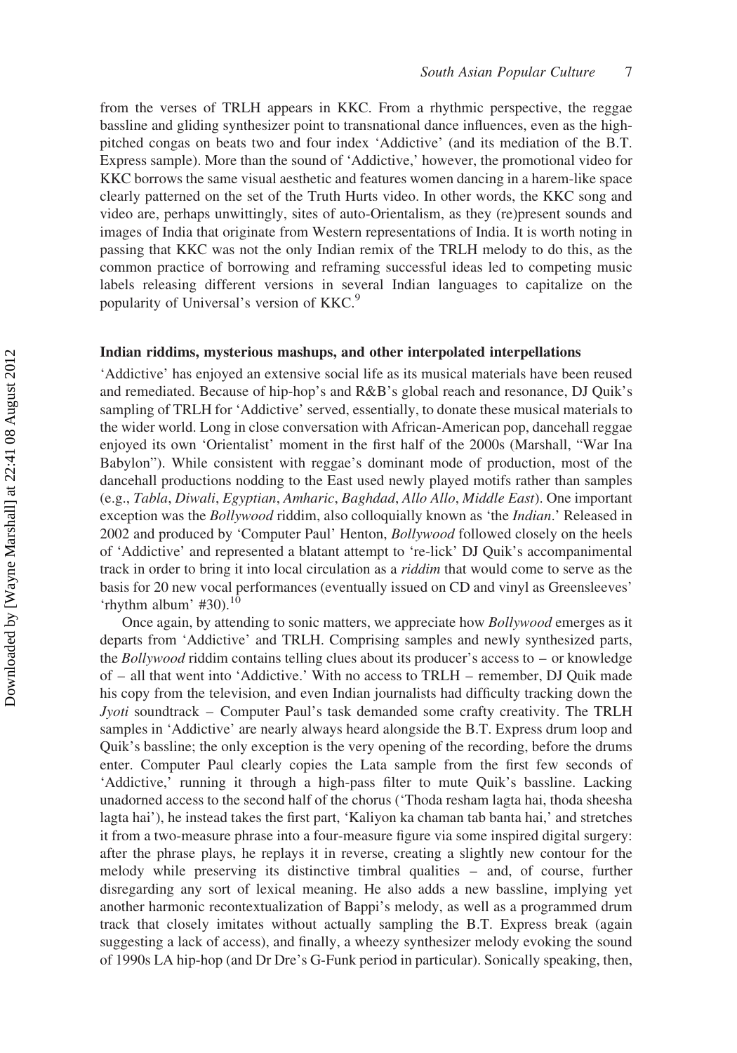from the verses of TRLH appears in KKC. From a rhythmic perspective, the reggae bassline and gliding synthesizer point to transnational dance influences, even as the high-pitched congas on beats two and four index 'Addictive' (and its mediation of the B.T. Express sample). More than the sound of 'Addictive,' however, the promotional video for KKC borrows the same visual aesthetic and features women dancing in a harem-like space clearly patterned on the set of the Truth Hurts video. In other words, the KKC song and video are, perhaps unwittingly, sites of auto-Orientalism, as they (re)present sounds and images of India that originate from Western representations of India. It is worth noting in passing that KKC was not the only Indian remix of the TRLH melody to do this, as the common practice of borrowing and reframing successful ideas led to competing music labels releasing different versions in several Indian languages to capitalize on the popularity of Universal's version of KKC.[9]

### Indian riddims, mysterious mashups, and other interpolated interpellations

'Addictive' has enjoyed an extensive social life as its musical materials have been reused and remediated. Because of hip-hop's and R&B's global reach and resonance, DJ Quik's sampling of TRLH for 'Addictive' served, essentially, to donate these musical materials to the wider world. Long in close conversation with African-American pop, dancehall reggae enjoyed its own 'Orientalist' moment in the first half of the 2000s (Marshall, "War Ina Babylon"). While consistent with reggae's dominant mode of production, most of the dancehall productions nodding to the East used newly played motifs rather than samples (e.g., *Tabla*, *Diwali*, *Egyptian*, *Amharic*, *Baghdad*, *Allo Allo*, *Middle East*). One important exception was the *Bollywood* riddim, also colloquially known as 'the *Indian*.' Released in 2002 and produced by 'Computer Paul' Henton, *Bollywood* followed closely on the heels of 'Addictive' and represented a blatant attempt to 're-lick' DJ Quik's accompanimental track in order to bring it into local circulation as a *riddim* that would come to serve as the basis for 20 new vocal performances (eventually issued on CD and vinyl as Greensleeves' 'rhythm album' #30).[10]

Once again, by attending to sonic matters, we appreciate how *Bollywood* emerges as it departs from 'Addictive' and TRLH. Comprising samples and newly synthesized parts, the *Bollywood* riddim contains telling clues about its producer's access to – or knowledge of – all that went into 'Addictive.' With no access to TRLH – remember, DJ Quik made his copy from the television, and even Indian journalists had difficulty tracking down the *Jyoti* soundtrack – Computer Paul's task demanded some crafty creativity. The TRLH samples in 'Addictive' are nearly always heard alongside the B.T. Express drum loop and Quik's bassline; the only exception is the very opening of the recording, before the drums enter. Computer Paul clearly copies the Lata sample from the first few seconds of 'Addictive,' running it through a high-pass filter to mute Quik's bassline. Lacking unadorned access to the second half of the chorus ('Thoda resham lagta hai, thoda sheesha lagta hai'), he instead takes the first part, 'Kaliyon ka chaman tab banta hai,' and stretches it from a two-measure phrase into a four-measure figure via some inspired digital surgery: after the phrase plays, he replays it in reverse, creating a slightly new contour for the melody while preserving its distinctive timbral qualities – and, of course, further disregarding any sort of lexical meaning. He also adds a new bassline, implying yet another harmonic recontextualization of Bappi's melody, as well as a programmed drum track that closely imitates without actually sampling the B.T. Express break (again suggesting a lack of access), and finally, a wheezy synthesizer melody evoking the sound of 1990s LA hip-hop (and Dr Dre's G-Funk period in particular). Sonically speaking, then,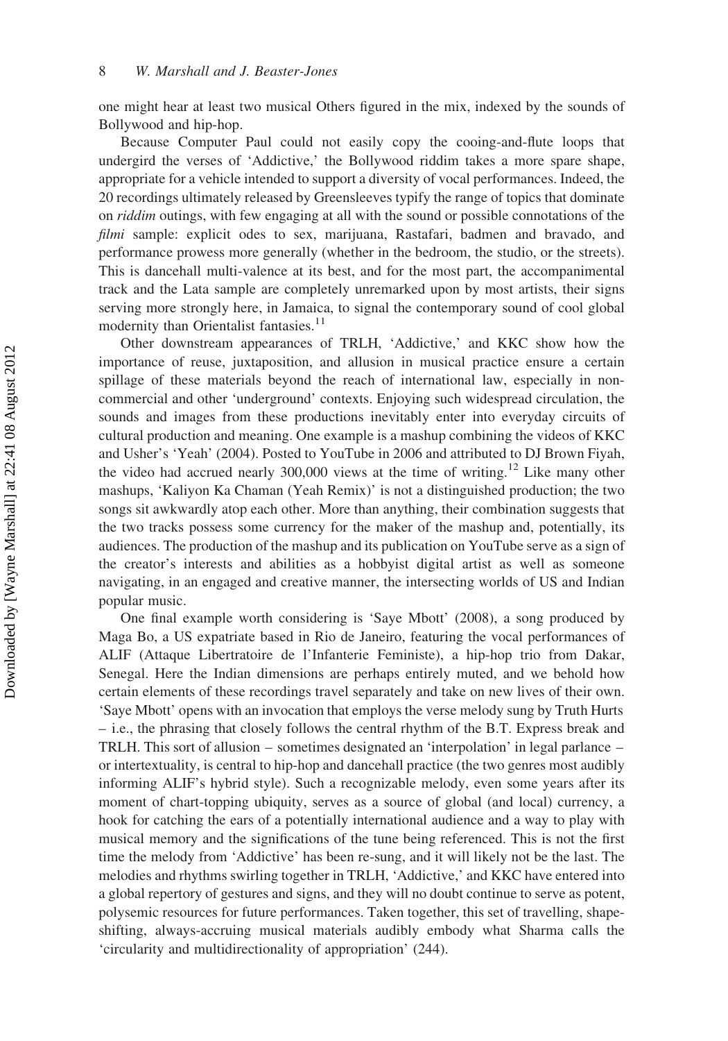one might hear at least two musical Others figured in the mix, indexed by the sounds of Bollywood and hip-hop.

Because Computer Paul could not easily copy the cooing-and-flute loops that undergird the verses of 'Addictive,' the Bollywood riddim takes a more spare shape, appropriate for a vehicle intended to support a diversity of vocal performances. Indeed, the 20 recordings ultimately released by Greensleeves typify the range of topics that dominate on *riddim* outings, with few engaging at all with the sound or possible connotations of the *filmi* sample: explicit odes to sex, marijuana, Rastafari, badmen and bravado, and performance prowess more generally (whether in the bedroom, the studio, or the streets). This is dancehall multi-valence at its best, and for the most part, the accompanimental track and the Lata sample are completely unremarked upon by most artists, their signs serving more strongly here, in Jamaica, to signal the contemporary sound of cool global modernity than Orientalist fantasies.[11]

Other downstream appearances of TRLH, 'Addictive,' and KKC show how the importance of reuse, juxtaposition, and allusion in musical practice ensure a certain spillage of these materials beyond the reach of international law, especially in non-commercial and other 'underground' contexts. Enjoying such widespread circulation, the sounds and images from these productions inevitably enter into everyday circuits of cultural production and meaning. One example is a mashup combining the videos of KKC and Usher's 'Yeah' (2004). Posted to YouTube in 2006 and attributed to DJ Brown Fiyah, the video had accrued nearly 300,000 views at the time of writing.[12] Like many other mashups, 'Kaliyon Ka Chaman (Yeah Remix)' is not a distinguished production; the two songs sit awkwardly atop each other. More than anything, their combination suggests that the two tracks possess some currency for the maker of the mashup and, potentially, its audiences. The production of the mashup and its publication on YouTube serve as a sign of the creator's interests and abilities as a hobbyist digital artist as well as someone navigating, in an engaged and creative manner, the intersecting worlds of US and Indian popular music.

One final example worth considering is 'Saye Mbott' (2008), a song produced by Maga Bo, a US expatriate based in Rio de Janeiro, featuring the vocal performances of ALIF (Attaque Libertratoire de l'Infanterie Feministe), a hip-hop trio from Dakar, Senegal. Here the Indian dimensions are perhaps entirely muted, and we behold how certain elements of these recordings travel separately and take on new lives of their own. 'Saye Mbott' opens with an invocation that employs the verse melody sung by Truth Hurts – i.e., the phrasing that closely follows the central rhythm of the B.T. Express break and TRLH. This sort of allusion – sometimes designated an 'interpolation' in legal parlance – or intertextuality, is central to hip-hop and dancehall practice (the two genres most audibly informing ALIF's hybrid style). Such a recognizable melody, even some years after its moment of chart-topping ubiquity, serves as a source of global (and local) currency, a hook for catching the ears of a potentially international audience and a way to play with musical memory and the significations of the tune being referenced. This is not the first time the melody from 'Addictive' has been re-sung, and it will likely not be the last. The melodies and rhythms swirling together in TRLH, 'Addictive,' and KKC have entered into a global repertory of gestures and signs, and they will no doubt continue to serve as potent, polysemic resources for future performances. Taken together, this set of travelling, shape-shifting, always-accruing musical materials audibly embody what Sharma calls the 'circularity and multidirectionality of appropriation' (244).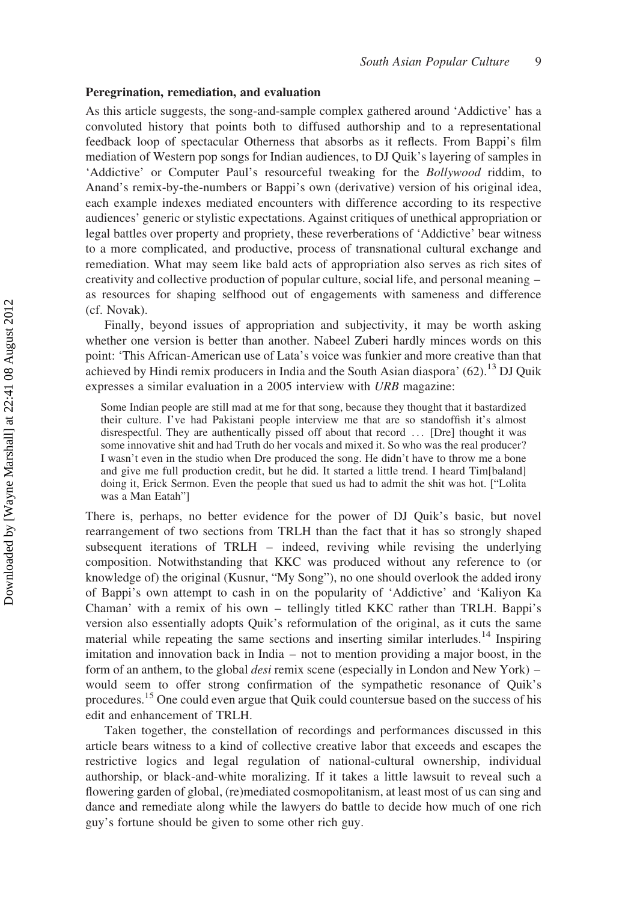## Peregrination, remediation, and evaluation

As this article suggests, the song-and-sample complex gathered around 'Addictive' has a convoluted history that points both to diffused authorship and to a representational feedback loop of spectacular Otherness that absorbs as it reflects. From Bappi's film mediation of Western pop songs for Indian audiences, to DJ Quik's layering of samples in 'Addictive' or Computer Paul's resourceful tweaking for the *Bollywood* riddim, to Anand's remix-by-the-numbers or Bappi's own (derivative) version of his original idea, each example indexes mediated encounters with difference according to its respective audiences' generic or stylistic expectations. Against critiques of unethical appropriation or legal battles over property and propriety, these reverberations of 'Addictive' bear witness to a more complicated, and productive, process of transnational cultural exchange and remediation. What may seem like bald acts of appropriation also serves as rich sites of creativity and collective production of popular culture, social life, and personal meaning – as resources for shaping selfhood out of engagements with sameness and difference (cf. Novak).

Finally, beyond issues of appropriation and subjectivity, it may be worth asking whether one version is better than another. Nabeel Zuberi hardly minces words on this point: 'This African-American use of Lata's voice was funkier and more creative than that achieved by Hindi remix producers in India and the South Asian diaspora' (62).[13] DJ Quik expresses a similar evaluation in a 2005 interview with *URB* magazine:

> Some Indian people are still mad at me for that song, because they thought that it bastardized their culture. I've had Pakistani people interview me that are so standoffish it's almost disrespectful. They are authentically pissed off about that record ... [Dre] thought it was some innovative shit and had Truth do her vocals and mixed it. So who was the real producer? I wasn't even in the studio when Dre produced the song. He didn't have to throw me a bone and give me full production credit, but he did. It started a little trend. I heard Tim[baland] doing it, Erick Sermon. Even the people that sued us had to admit the shit was hot. ["Lolita was a Man Eatah"]

There is, perhaps, no better evidence for the power of DJ Quik's basic, but novel rearrangement of two sections from TRLH than the fact that it has so strongly shaped subsequent iterations of TRLH – indeed, reviving while revising the underlying composition. Notwithstanding that KKC was produced without any reference to (or knowledge of) the original (Kusnur, "My Song"), no one should overlook the added irony of Bappi's own attempt to cash in on the popularity of 'Addictive' and 'Kaliyon Ka Chaman' with a remix of his own – tellingly titled KKC rather than TRLH. Bappi's version also essentially adopts Quik's reformulation of the original, as it cuts the same material while repeating the same sections and inserting similar interludes.[14] Inspiring imitation and innovation back in India – not to mention providing a major boost, in the form of an anthem, to the global *desi* remix scene (especially in London and New York) – would seem to offer strong confirmation of the sympathetic resonance of Quik's procedures.[15] One could even argue that Quik could countersue based on the success of his edit and enhancement of TRLH.

Taken together, the constellation of recordings and performances discussed in this article bears witness to a kind of collective creative labor that exceeds and escapes the restrictive logics and legal regulation of national-cultural ownership, individual authorship, or black-and-white moralizing. If it takes a little lawsuit to reveal such a flowering garden of global, (re)mediated cosmopolitanism, at least most of us can sing and dance and remediate along while the lawyers do battle to decide how much of one rich guy's fortune should be given to some other rich guy.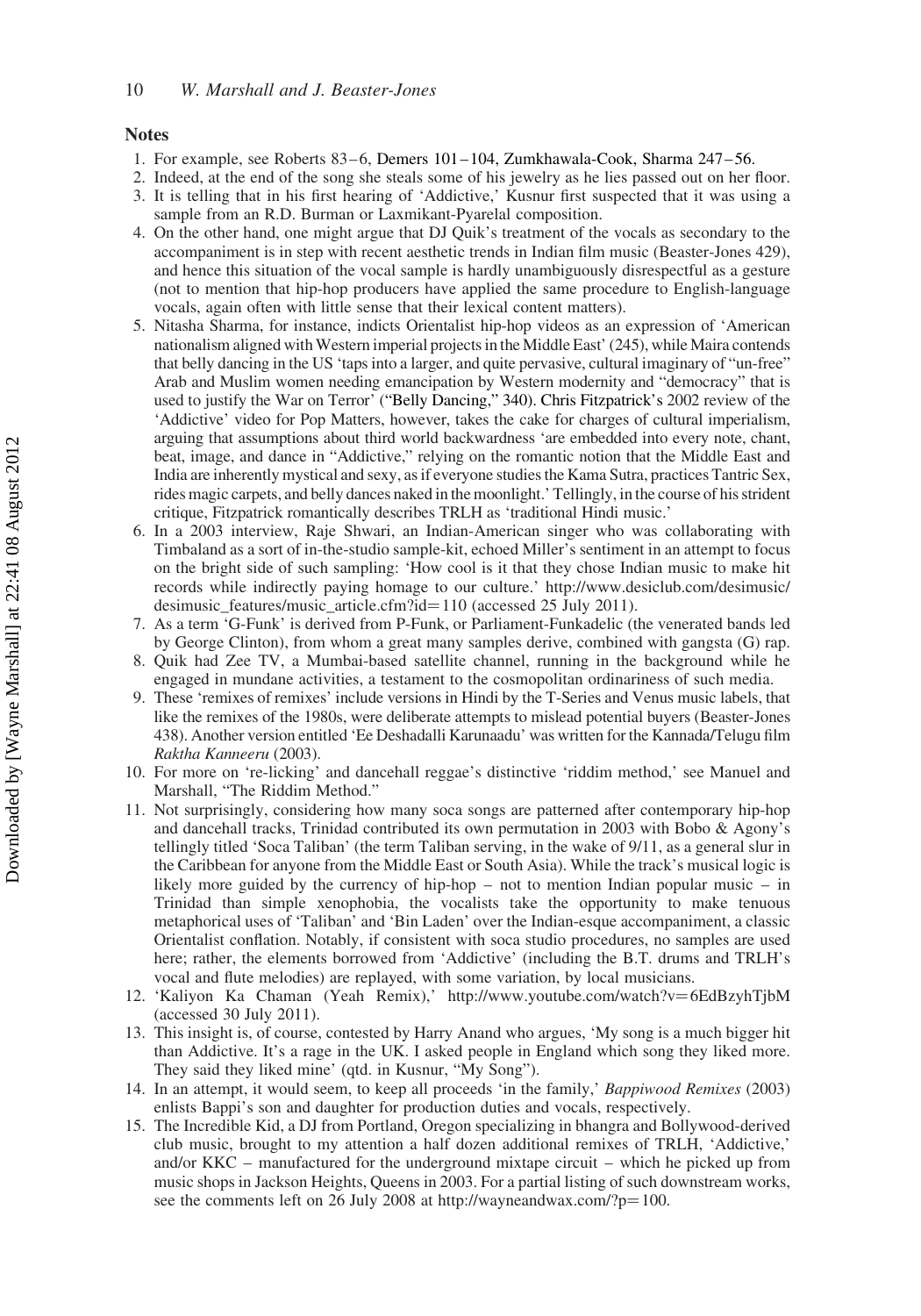## Notes

1. For example, see Roberts 83–6, Demers 101–104, Zumkhawala-Cook, Sharma 247–56.
2. Indeed, at the end of the song she steals some of his jewelry as he lies passed out on her floor.
3. It is telling that in his first hearing of 'Addictive,' Kusnur first suspected that it was using a sample from an R.D. Burman or Laxmikant-Pyarelal composition.
4. On the other hand, one might argue that DJ Quik's treatment of the vocals as secondary to the accompaniment is in step with recent aesthetic trends in Indian film music (Beaster-Jones 429), and hence this situation of the vocal sample is hardly unambiguously disrespectful as a gesture (not to mention that hip-hop producers have applied the same procedure to English-language vocals, again often with little sense that their lexical content matters).
5. Nitasha Sharma, for instance, indicts Orientalist hip-hop videos as an expression of 'American nationalism aligned with Western imperial projects in the Middle East' (245), while Maira contends that belly dancing in the US 'taps into a larger, and quite pervasive, cultural imaginary of "un-free" Arab and Muslim women needing emancipation by Western modernity and "democracy" that is used to justify the War on Terror' ("Belly Dancing," 340). Chris Fitzpatrick's 2002 review of the 'Addictive' video for Pop Matters, however, takes the cake for charges of cultural imperialism, arguing that assumptions about third world backwardness 'are embedded into every note, chant, beat, image, and dance in "Addictive," relying on the romantic notion that the Middle East and India are inherently mystical and sexy, as if everyone studies the Kama Sutra, practices Tantric Sex, rides magic carpets, and belly dances naked in the moonlight.' Tellingly, in the course of his strident critique, Fitzpatrick romantically describes TRLH as 'traditional Hindi music.'
6. In a 2003 interview, Raje Shwari, an Indian-American singer who was collaborating with Timbaland as a sort of in-the-studio sample-kit, echoed Miller's sentiment in an attempt to focus on the bright side of such sampling: 'How cool is it that they chose Indian music to make hit records while indirectly paying homage to our culture.' http://www.desiclub.com/desimusic/desimusic_features/music_article.cfm?id=110 (accessed 25 July 2011).
7. As a term 'G-Funk' is derived from P-Funk, or Parliament-Funkadelic (the venerated bands led by George Clinton), from whom a great many samples derive, combined with gangsta (G) rap.
8. Quik had Zee TV, a Mumbai-based satellite channel, running in the background while he engaged in mundane activities, a testament to the cosmopolitan ordinariness of such media.
9. These 'remixes of remixes' include versions in Hindi by the T-Series and Venus music labels, that like the remixes of the 1980s, were deliberate attempts to mislead potential buyers (Beaster-Jones 438). Another version entitled 'Ee Deshadalli Karunaadu' was written for the Kannada/Telugu film *Raktha Kanneeru* (2003).
10. For more on 're-licking' and dancehall reggae's distinctive 'riddim method,' see Manuel and Marshall, "The Riddim Method."
11. Not surprisingly, considering how many soca songs are patterned after contemporary hip-hop and dancehall tracks, Trinidad contributed its own permutation in 2003 with Bobo & Agony's tellingly titled 'Soca Taliban' (the term Taliban serving, in the wake of 9/11, as a general slur in the Caribbean for anyone from the Middle East or South Asia). While the track's musical logic is likely more guided by the currency of hip-hop – not to mention Indian popular music – in Trinidad than simple xenophobia, the vocalists take the opportunity to make tenuous metaphorical uses of 'Taliban' and 'Bin Laden' over the Indian-esque accompaniment, a classic Orientalist conflation. Notably, if consistent with soca studio procedures, no samples are used here; rather, the elements borrowed from 'Addictive' (including the B.T. drums and TRLH's vocal and flute melodies) are replayed, with some variation, by local musicians.
12. 'Kaliyon Ka Chaman (Yeah Remix),' http://www.youtube.com/watch?v=6EdBzyhTjbM (accessed 30 July 2011).
13. This insight is, of course, contested by Harry Anand who argues, 'My song is a much bigger hit than Addictive. It's a rage in the UK. I asked people in England which song they liked more. They said they liked mine' (qtd. in Kusnur, "My Song").
14. In an attempt, it would seem, to keep all proceeds 'in the family,' *Bappiwood Remixes* (2003) enlists Bappi's son and daughter for production duties and vocals, respectively.
15. The Incredible Kid, a DJ from Portland, Oregon specializing in bhangra and Bollywood-derived club music, brought to my attention a half dozen additional remixes of TRLH, 'Addictive,' and/or KKC – manufactured for the underground mixtape circuit – which he picked up from music shops in Jackson Heights, Queens in 2003. For a partial listing of such downstream works, see the comments left on 26 July 2008 at http://wayneandwax.com/?p=100.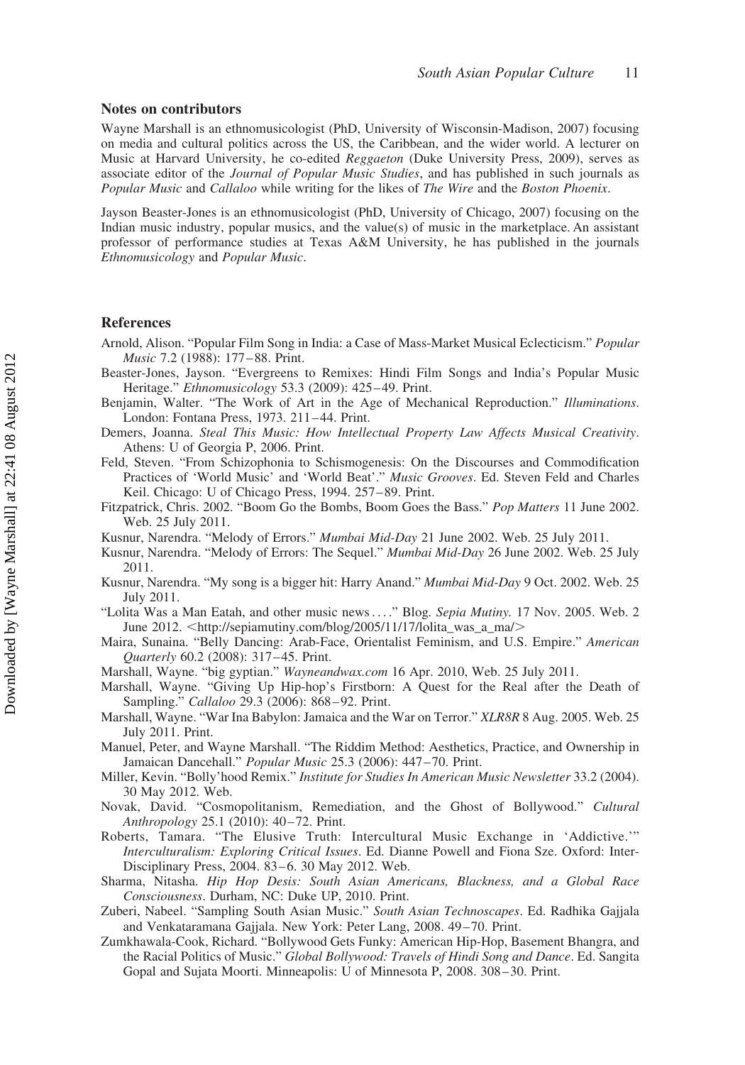## Notes on contributors

Wayne Marshall is an ethnomusicologist (PhD, University of Wisconsin-Madison, 2007) focusing on media and cultural politics across the US, the Caribbean, and the wider world. A lecturer on Music at Harvard University, he co-edited *Reggaeton* (Duke University Press, 2009), serves as associate editor of the *Journal of Popular Music Studies*, and has published in such journals as *Popular Music* and *Callaloo* while writing for the likes of *The Wire* and the *Boston Phoenix*.

Jayson Beaster-Jones is an ethnomusicologist (PhD, University of Chicago, 2007) focusing on the Indian music industry, popular musics, and the value(s) of music in the marketplace. An assistant professor of performance studies at Texas A&M University, he has published in the journals *Ethnomusicology* and *Popular Music*.

## References

Arnold, Alison. "Popular Film Song in India: a Case of Mass-Market Musical Eclecticism." *Popular Music* 7.2 (1988): 177–88. Print.

Beaster-Jones, Jayson. "Evergreens to Remixes: Hindi Film Songs and India's Popular Music Heritage." *Ethnomusicology* 53.3 (2009): 425–49. Print.

Benjamin, Walter. "The Work of Art in the Age of Mechanical Reproduction." *Illuminations*. London: Fontana Press, 1973. 211–44. Print.

Demers, Joanna. *Steal This Music: How Intellectual Property Law Affects Musical Creativity*. Athens: U of Georgia P, 2006. Print.

Feld, Steven. "From Schizophonia to Schismogenesis: On the Discourses and Commodification Practices of 'World Music' and 'World Beat'." *Music Grooves*. Ed. Steven Feld and Charles Keil. Chicago: U of Chicago Press, 1994. 257–89. Print.

Fitzpatrick, Chris. 2002. "Boom Go the Bombs, Boom Goes the Bass." *Pop Matters* 11 June 2002. Web. 25 July 2011.

Kusnur, Narendra. "Melody of Errors." *Mumbai Mid-Day* 21 June 2002. Web. 25 July 2011.

Kusnur, Narendra. "Melody of Errors: The Sequel." *Mumbai Mid-Day* 26 June 2002. Web. 25 July 2011.

Kusnur, Narendra. "My song is a bigger hit: Harry Anand." *Mumbai Mid-Day* 9 Oct. 2002. Web. 25 July 2011.

"Lolita Was a Man Eatah, and other music news . . . ." Blog. *Sepia Mutiny*. 17 Nov. 2005. Web. 2 June 2012. <http://sepiamutiny.com/blog/2005/11/17/lolita_was_a_ma/>

Maira, Sunaina. "Belly Dancing: Arab-Face, Orientalist Feminism, and U.S. Empire." *American Quarterly* 60.2 (2008): 317–45. Print.

Marshall, Wayne. "big gyptian." *Wayneandwax.com* 16 Apr. 2010, Web. 25 July 2011.

Marshall, Wayne. "Giving Up Hip-hop's Firstborn: A Quest for the Real after the Death of Sampling." *Callaloo* 29.3 (2006): 868–92. Print.

Marshall, Wayne. "War Ina Babylon: Jamaica and the War on Terror." *XLR8R* 8 Aug. 2005. Web. 25 July 2011. Print.

Manuel, Peter, and Wayne Marshall. "The Riddim Method: Aesthetics, Practice, and Ownership in Jamaican Dancehall." *Popular Music* 25.3 (2006): 447–70. Print.

Miller, Kevin. "Bolly'hood Remix." *Institute for Studies In American Music Newsletter* 33.2 (2004). 30 May 2012. Web.

Novak, David. "Cosmopolitanism, Remediation, and the Ghost of Bollywood." *Cultural Anthropology* 25.1 (2010): 40–72. Print.

Roberts, Tamara. "The Elusive Truth: Intercultural Music Exchange in 'Addictive.'" *Interculturalism: Exploring Critical Issues*. Ed. Dianne Powell and Fiona Sze. Oxford: Inter-Disciplinary Press, 2004. 83–6. 30 May 2012. Web.

Sharma, Nitasha. *Hip Hop Desis: South Asian Americans, Blackness, and a Global Race Consciousness*. Durham, NC: Duke UP, 2010. Print.

Zuberi, Nabeel. "Sampling South Asian Music." *South Asian Technoscapes*. Ed. Radhika Gajjala and Venkataramana Gajjala. New York: Peter Lang, 2008. 49–70. Print.

Zumkhawala-Cook, Richard. "Bollywood Gets Funky: American Hip-Hop, Basement Bhangra, and the Racial Politics of Music." *Global Bollywood: Travels of Hindi Song and Dance*. Ed. Sangita Gopal and Sujata Moorti. Minneapolis: U of Minnesota P, 2008. 308–30. Print.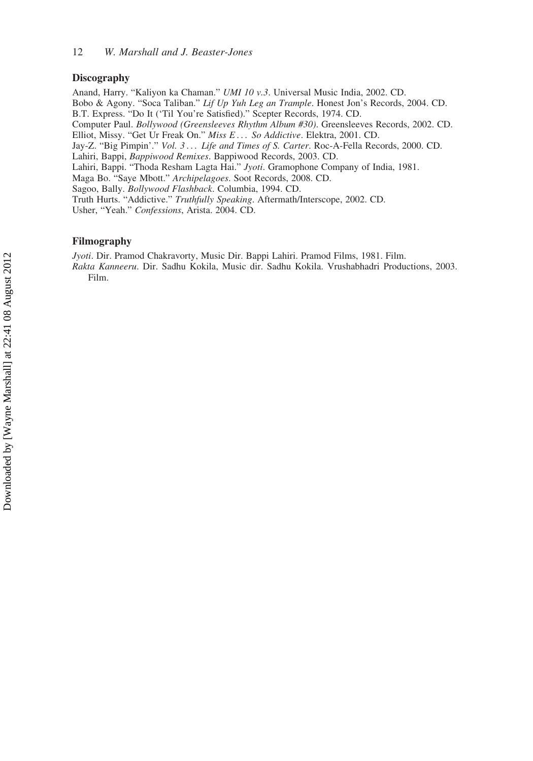## Discography

Anand, Harry. "Kaliyon ka Chaman." *UMI 10 v.3*. Universal Music India, 2002. CD.
Bobo & Agony. "Soca Taliban." *Lif Up Yuh Leg an Trample*. Honest Jon's Records, 2004. CD.
B.T. Express. "Do It ('Til You're Satisfied)." Scepter Records, 1974. CD.
Computer Paul. *Bollywood (Greensleeves Rhythm Album #30)*. Greensleeves Records, 2002. CD.
Elliot, Missy. "Get Ur Freak On." *Miss E . . . So Addictive*. Elektra, 2001. CD.
Jay-Z. "Big Pimpin'." *Vol. 3 . . . Life and Times of S. Carter*. Roc-A-Fella Records, 2000. CD.
Lahiri, Bappi, *Bappiwood Remixes*. Bappiwood Records, 2003. CD.
Lahiri, Bappi. "Thoda Resham Lagta Hai." *Jyoti*. Gramophone Company of India, 1981.
Maga Bo. "Saye Mbott." *Archipelagoes*. Soot Records, 2008. CD.
Sagoo, Bally. *Bollywood Flashback*. Columbia, 1994. CD.
Truth Hurts. "Addictive." *Truthfully Speaking*. Aftermath/Interscope, 2002. CD.
Usher, "Yeah." *Confessions*, Arista. 2004. CD.

## Filmography

*Jyoti*. Dir. Pramod Chakravorty, Music Dir. Bappi Lahiri. Pramod Films, 1981. Film.
*Rakta Kanneeru*. Dir. Sadhu Kokila, Music dir. Sadhu Kokila. Vrushabhadri Productions, 2003. Film.